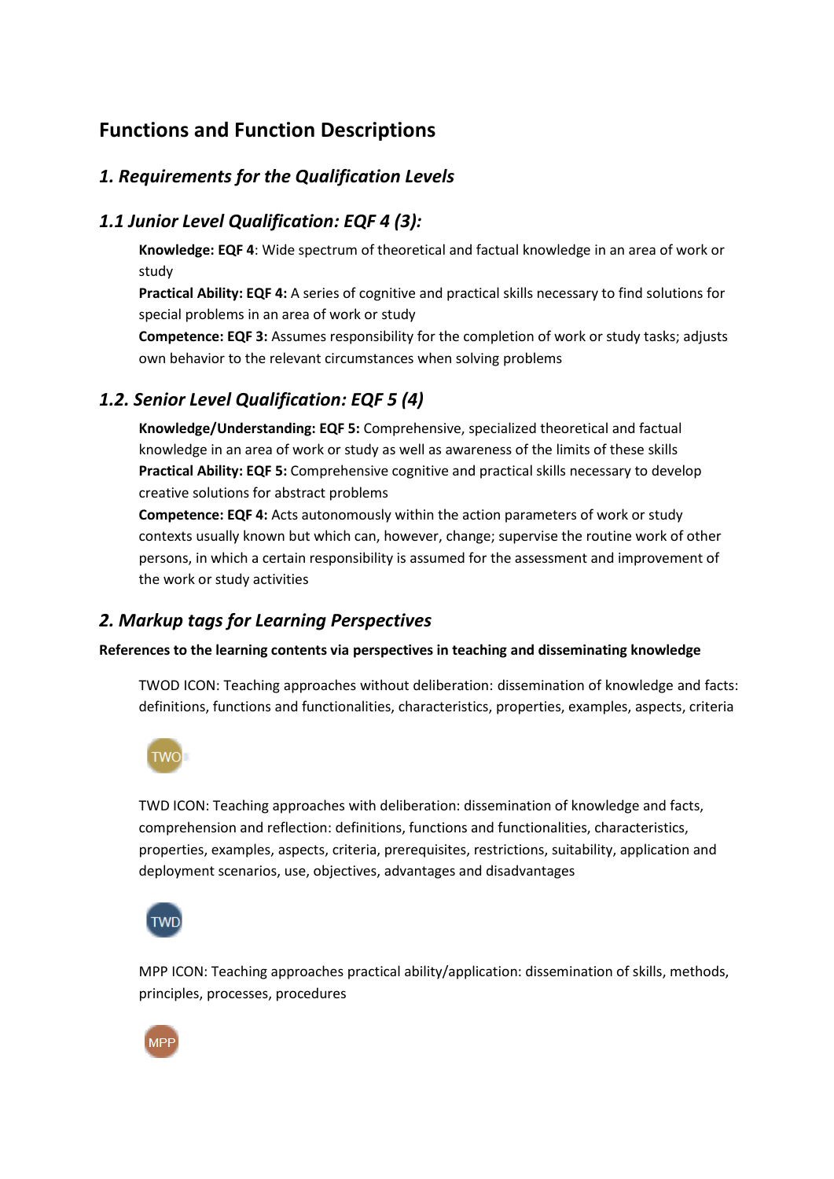# Functions and Function Descriptions

## *1. Requirements for the Qualification Levels*

## *1.1 Junior Level Qualification: EQF 4 (3):*

**Knowledge: EQF 4**: Wide spectrum of theoretical and factual knowledge in an area of work or study

**Practical Ability: EQF 4:** A series of cognitive and practical skills necessary to find solutions for special problems in an area of work or study

**Competence: EQF 3:** Assumes responsibility for the completion of work or study tasks; adjusts own behavior to the relevant circumstances when solving problems

## *1.2. Senior Level Qualification: EQF 5 (4)*

**Knowledge/Understanding: EQF 5:** Comprehensive, specialized theoretical and factual knowledge in an area of work or study as well as awareness of the limits of these skills

**Practical Ability: EQF 5:** Comprehensive cognitive and practical skills necessary to develop creative solutions for abstract problems

**Competence: EQF 4:** Acts autonomously within the action parameters of work or study contexts usually known but which can, however, change; supervise the routine work of other persons, in which a certain responsibility is assumed for the assessment and improvement of the work or study activities

## *2. Markup tags for Learning Perspectives*

**References to the learning contents via perspectives in teaching and disseminating knowledge**

TWOD ICON: Teaching approaches without deliberation: dissemination of knowledge and facts: definitions, functions and functionalities, characteristics, properties, examples, aspects, criteria

TWOD

TWD ICON: Teaching approaches with deliberation: dissemination of knowledge and facts, comprehension and reflection: definitions, functions and functionalities, characteristics, properties, examples, aspects, criteria, prerequisites, restrictions, suitability, application and deployment scenarios, use, objectives, advantages and disadvantages

TWD

MPP ICON: Teaching approaches practical ability/application: dissemination of skills, methods, principles, processes, procedures

MPP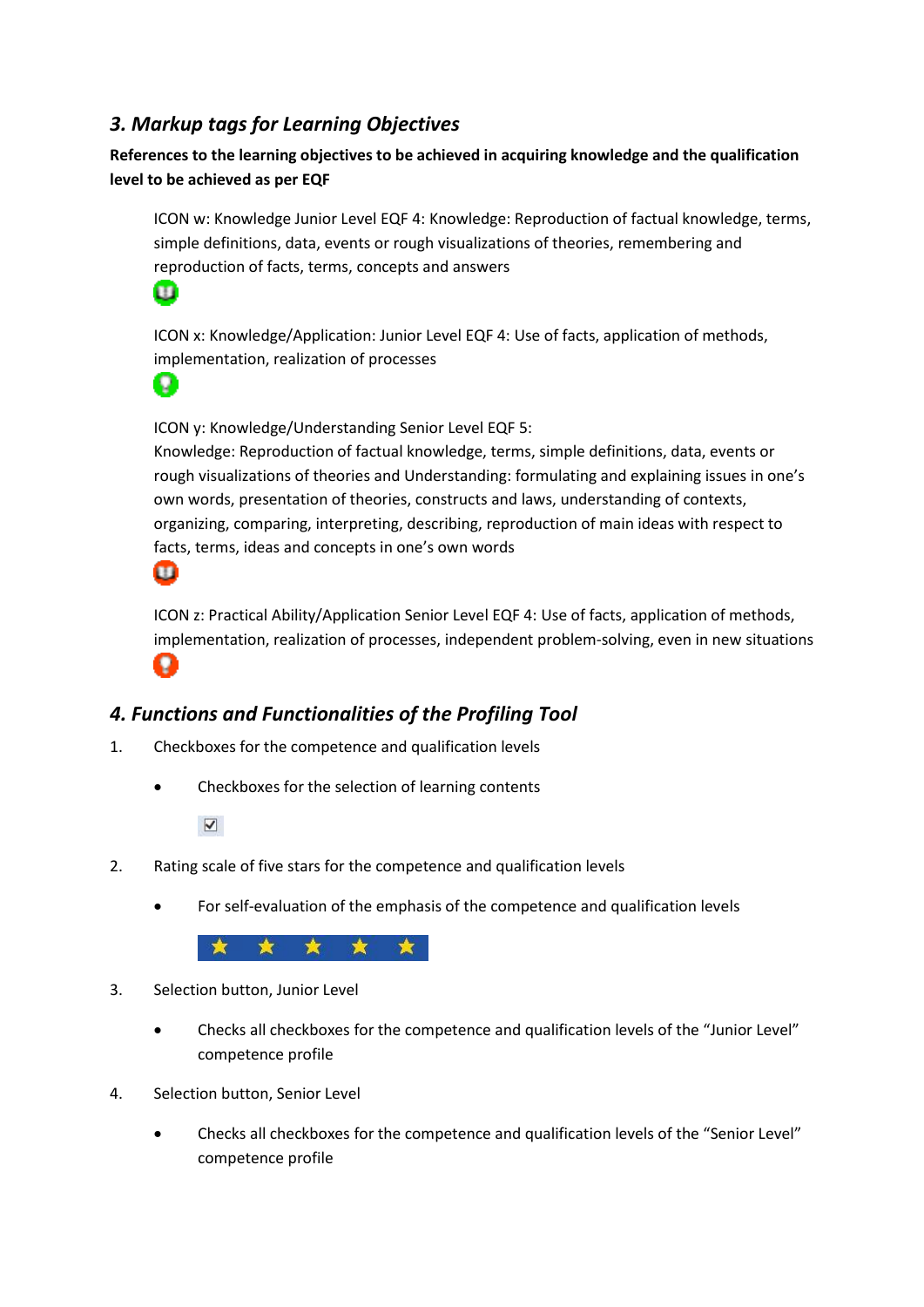### *3. Markup tags for Learning Objectives*

**References to the learning objectives to be achieved in acquiring knowledge and the qualification level to be achieved as per EQF**

ICON w: Knowledge Junior Level EQF 4: Knowledge: Reproduction of factual knowledge, terms, simple definitions, data, events or rough visualizations of theories, remembering and reproduction of facts, terms, concepts and answers

ICON x: Knowledge/Application: Junior Level EQF 4: Use of facts, application of methods, implementation, realization of processes

ICON y: Knowledge/Understanding Senior Level EQF 5:
Knowledge: Reproduction of factual knowledge, terms, simple definitions, data, events or rough visualizations of theories and Understanding: formulating and explaining issues in one's own words, presentation of theories, constructs and laws, understanding of contexts, organizing, comparing, interpreting, describing, reproduction of main ideas with respect to facts, terms, ideas and concepts in one's own words

ICON z: Practical Ability/Application Senior Level EQF 4: Use of facts, application of methods, implementation, realization of processes, independent problem-solving, even in new situations

### *4. Functions and Functionalities of the Profiling Tool*

1. Checkboxes for the competence and qualification levels
   - Checkboxes for the selection of learning contents
2. Rating scale of five stars for the competence and qualification levels
   - For self-evaluation of the emphasis of the competence and qualification levels
3. Selection button, Junior Level
   - Checks all checkboxes for the competence and qualification levels of the "Junior Level" competence profile
4. Selection button, Senior Level
   - Checks all checkboxes for the competence and qualification levels of the "Senior Level" competence profile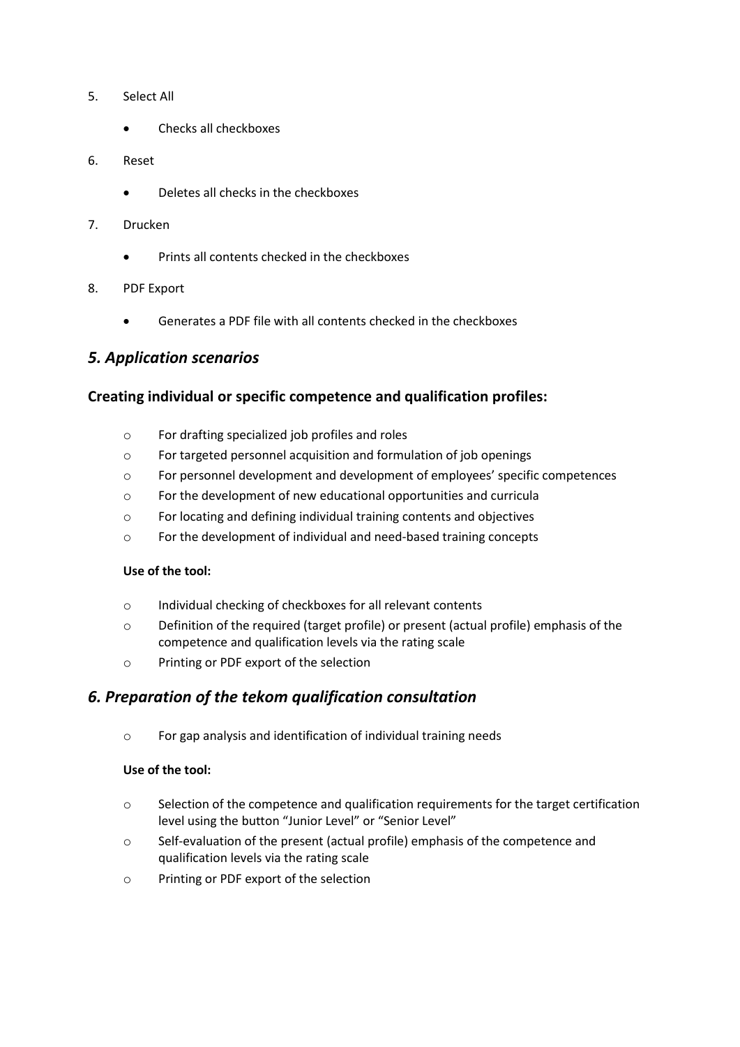5. Select All
    - Checks all checkboxes
6. Reset
    - Deletes all checks in the checkboxes
7. Drucken
    - Prints all contents checked in the checkboxes
8. PDF Export
    - Generates a PDF file with all contents checked in the checkboxes

## *5. Application scenarios*

### Creating individual or specific competence and qualification profiles:

- For drafting specialized job profiles and roles
- For targeted personnel acquisition and formulation of job openings
- For personnel development and development of employees' specific competences
- For the development of new educational opportunities and curricula
- For locating and defining individual training contents and objectives
- For the development of individual and need-based training concepts

**Use of the tool:**

- Individual checking of checkboxes for all relevant contents
- Definition of the required (target profile) or present (actual profile) emphasis of the competence and qualification levels via the rating scale
- Printing or PDF export of the selection

## *6. Preparation of the tekom qualification consultation*

- For gap analysis and identification of individual training needs

**Use of the tool:**

- Selection of the competence and qualification requirements for the target certification level using the button "Junior Level" or "Senior Level"
- Self-evaluation of the present (actual profile) emphasis of the competence and qualification levels via the rating scale
- Printing or PDF export of the selection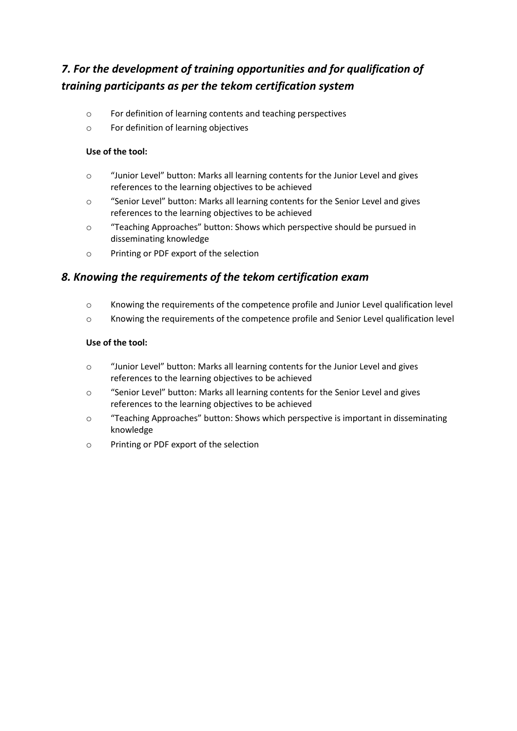## *7. For the development of training opportunities and for qualification of training participants as per the tekom certification system*

- For definition of learning contents and teaching perspectives
- For definition of learning objectives

**Use of the tool:**

- "Junior Level" button: Marks all learning contents for the Junior Level and gives references to the learning objectives to be achieved
- "Senior Level" button: Marks all learning contents for the Senior Level and gives references to the learning objectives to be achieved
- "Teaching Approaches" button: Shows which perspective should be pursued in disseminating knowledge
- Printing or PDF export of the selection

## *8. Knowing the requirements of the tekom certification exam*

- Knowing the requirements of the competence profile and Junior Level qualification level
- Knowing the requirements of the competence profile and Senior Level qualification level

**Use of the tool:**

- "Junior Level" button: Marks all learning contents for the Junior Level and gives references to the learning objectives to be achieved
- "Senior Level" button: Marks all learning contents for the Senior Level and gives references to the learning objectives to be achieved
- "Teaching Approaches" button: Shows which perspective is important in disseminating knowledge
- Printing or PDF export of the selection